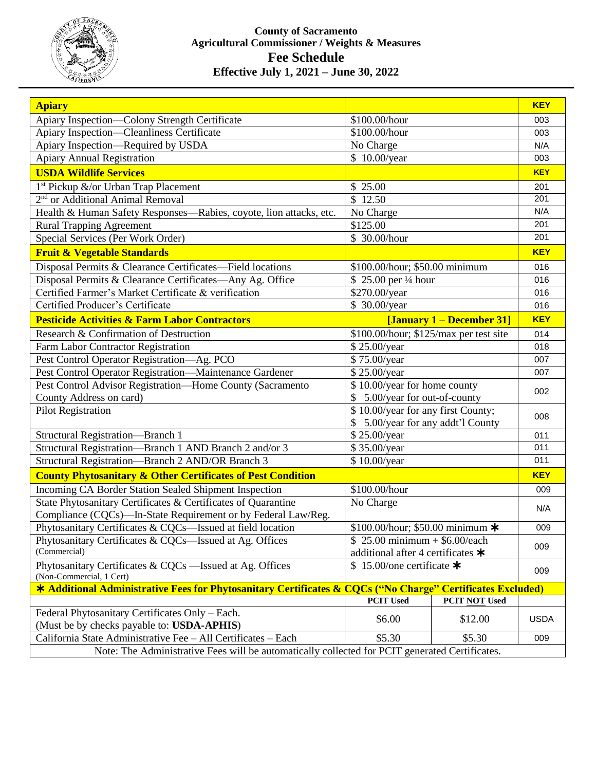**County of Sacramento**
**Agricultural Commissioner / Weights & Measures**

# Fee Schedule

**Effective July 1, 2021 – June 30, 2022**

| **Apiary** | | | **KEY** |
|---|---|---|---|
| Apiary Inspection—Colony Strength Certificate | $100.00/hour | | 003 |
| Apiary Inspection—Cleanliness Certificate | $100.00/hour | | 003 |
| Apiary Inspection—Required by USDA | No Charge | | N/A |
| Apiary Annual Registration | $ 10.00/year | | 003 |
| **USDA Wildlife Services** | | | **KEY** |
| 1st Pickup &/or Urban Trap Placement | $ 25.00 | | 201 |
| 2nd or Additional Animal Removal | $ 12.50 | | 201 |
| Health & Human Safety Responses—Rabies, coyote, lion attacks, etc. | No Charge | | N/A |
| Rural Trapping Agreement | $125.00 | | 201 |
| Special Services (Per Work Order) | $ 30.00/hour | | 201 |
| **Fruit & Vegetable Standards** | | | **KEY** |
| Disposal Permits & Clearance Certificates—Field locations | $100.00/hour; $50.00 minimum | | 016 |
| Disposal Permits & Clearance Certificates—Any Ag. Office | $ 25.00 per ¼ hour | | 016 |
| Certified Farmer's Market Certificate & verification | $270.00/year | | 016 |
| Certified Producer's Certificate | $ 30.00/year | | 016 |
| **Pesticide Activities & Farm Labor Contractors** | **[January 1 – December 31]** | | **KEY** |
| Research & Confirmation of Destruction | $100.00/hour; $125/max per test site | | 014 |
| Farm Labor Contractor Registration | $ 25.00/year | | 018 |
| Pest Control Operator Registration—Ag. PCO | $ 75.00/year | | 007 |
| Pest Control Operator Registration—Maintenance Gardener | $ 25.00/year | | 007 |
| Pest Control Advisor Registration—Home County (Sacramento County Address on card) | $ 10.00/year for home county<br>$ 5.00/year for out-of-county | | 002 |
| Pilot Registration | $ 10.00/year for any first County;<br>$ 5.00/year for any addt'l County | | 008 |
| Structural Registration—Branch 1 | $ 25.00/year | | 011 |
| Structural Registration—Branch 1 AND Branch 2 and/or 3 | $ 35.00/year | | 011 |
| Structural Registration—Branch 2 AND/OR Branch 3 | $ 10.00/year | | 011 |
| **County Phytosanitary & Other Certificates of Pest Condition** | | | **KEY** |
| Incoming CA Border Station Sealed Shipment Inspection | $100.00/hour | | 009 |
| State Phytosanitary Certificates & Certificates of Quarantine Compliance (CQCs)—In-State Requirement or by Federal Law/Reg. | No Charge | | N/A |
| Phytosanitary Certificates & CQCs—Issued at field location | $100.00/hour; $50.00 minimum ✱ | | 009 |
| Phytosanitary Certificates & CQCs—Issued at Ag. Offices (Commercial) | $ 25.00 minimum + $6.00/each additional after 4 certificates ✱ | | 009 |
| Phytosanitary Certificates & CQCs —Issued at Ag. Offices (Non-Commercial, 1 Cert) | $ 15.00/one certificate ✱ | | 009 |
| **✱ Additional Administrative Fees for Phytosanitary Certificates & CQCs ("No Charge" Certificates Excluded)** | | | |
| | **PCIT Used** | **PCIT NOT Used** | |
| Federal Phytosanitary Certificates Only – Each. (Must be by checks payable to: **USDA-APHIS**) | $6.00 | $12.00 | USDA |
| California State Administrative Fee – All Certificates – Each | $5.30 | $5.30 | 009 |
| Note: The Administrative Fees will be automatically collected for PCIT generated Certificates. | | | |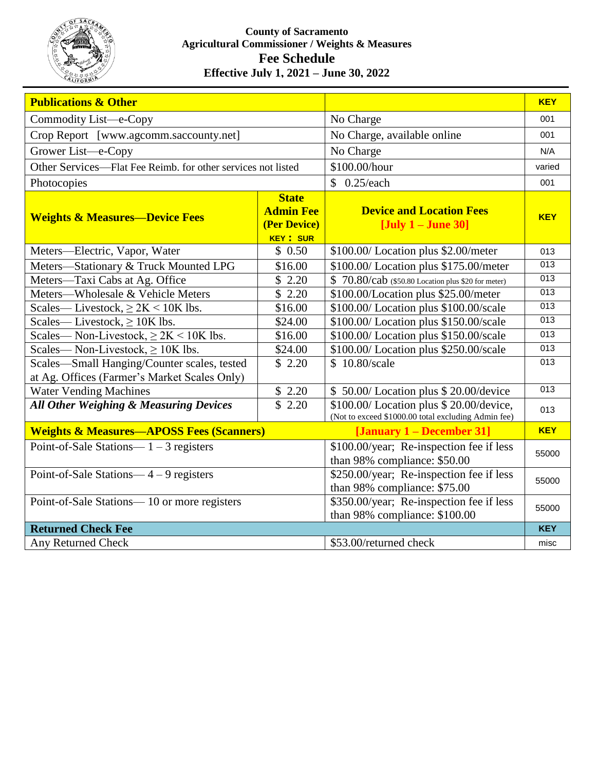**County of Sacramento**
**Agricultural Commissioner / Weights & Measures**
**Fee Schedule**
**Effective July 1, 2021 – June 30, 2022**

| **Publications & Other** | | | **KEY** |
|---|---|---|---|
| Commodity List—e-Copy | | No Charge | 001 |
| Crop Report [www.agcomm.saccounty.net] | | No Charge, available online | 001 |
| Grower List—e-Copy | | No Charge | N/A |
| Other Services—Flat Fee Reimb. for other services not listed | | $100.00/hour | varied |
| Photocopies | | $ 0.25/each | 001 |
| **Weights & Measures—Device Fees** | **State Admin Fee (Per Device)** **KEY : SUR** | **Device and Location Fees [July 1 – June 30]** | **KEY** |
| Meters—Electric, Vapor, Water | $ 0.50 | $100.00/ Location plus $2.00/meter | 013 |
| Meters—Stationary & Truck Mounted LPG | $16.00 | $100.00/ Location plus $175.00/meter | 013 |
| Meters—Taxi Cabs at Ag. Office | $ 2.20 | $ 70.80/cab ($50.80 Location plus $20 for meter) | 013 |
| Meters—Wholesale & Vehicle Meters | $ 2.20 | $100.00/Location plus $25.00/meter | 013 |
| Scales— Livestock, $\geq$ 2K < 10K lbs. | $16.00 | $100.00/ Location plus $100.00/scale | 013 |
| Scales— Livestock, $\geq$ 10K lbs. | $24.00 | $100.00/ Location plus $150.00/scale | 013 |
| Scales— Non-Livestock, $\geq$ 2K < 10K lbs. | $16.00 | $100.00/ Location plus $150.00/scale | 013 |
| Scales— Non-Livestock, $\geq$ 10K lbs. | $24.00 | $100.00/ Location plus $250.00/scale | 013 |
| Scales—Small Hanging/Counter scales, tested at Ag. Offices (Farmer's Market Scales Only) | $ 2.20 | $ 10.80/scale | 013 |
| Water Vending Machines | $ 2.20 | $ 50.00/ Location plus $ 20.00/device | 013 |
| ***All Other Weighing & Measuring Devices*** | $ 2.20 | $100.00/ Location plus $ 20.00/device, (Not to exceed $1000.00 total excluding Admin fee) | 013 |
| **Weights & Measures—APOSS Fees (Scanners)** | | **[January 1 – December 31]** | **KEY** |
| Point-of-Sale Stations— 1 – 3 registers | | $100.00/year; Re-inspection fee if less than 98% compliance: $50.00 | 55000 |
| Point-of-Sale Stations— 4 – 9 registers | | $250.00/year; Re-inspection fee if less than 98% compliance: $75.00 | 55000 |
| Point-of-Sale Stations— 10 or more registers | | $350.00/year; Re-inspection fee if less than 98% compliance: $100.00 | 55000 |
| **Returned Check Fee** | | | **KEY** |
| Any Returned Check | | $53.00/returned check | misc |